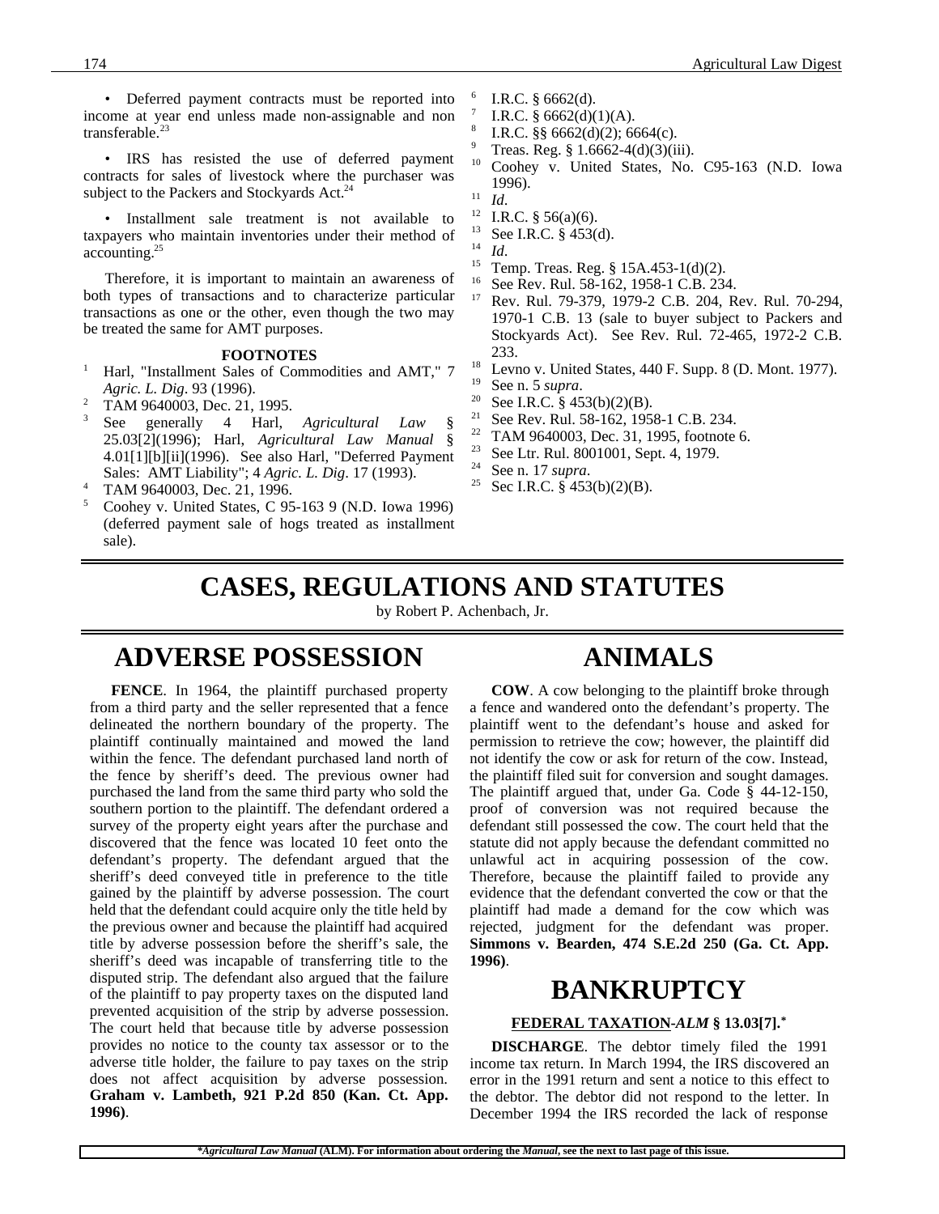• Deferred payment contracts must be reported into income at year end unless made non-assignable and non transferable.[23]

• IRS has resisted the use of deferred payment contracts for sales of livestock where the purchaser was subject to the Packers and Stockyards Act.[24]

• Installment sale treatment is not available to taxpayers who maintain inventories under their method of accounting.[25]

Therefore, it is important to maintain an awareness of both types of transactions and to characterize particular transactions as one or the other, even though the two may be treated the same for AMT purposes.

**FOOTNOTES**

1. Harl, "Installment Sales of Commodities and AMT," 7 *Agric. L. Dig*. 93 (1996).
2. TAM 9640003, Dec. 21, 1995.
3. See generally 4 Harl, *Agricultural Law* § 25.03[2](1996); Harl, *Agricultural Law Manual* § 4.01[1][b][ii](1996). See also Harl, "Deferred Payment Sales: AMT Liability"; 4 *Agric. L. Dig*. 17 (1993).
4. TAM 9640003, Dec. 21, 1996.
5. Coohey v. United States, C 95-163 9 (N.D. Iowa 1996) (deferred payment sale of hogs treated as installment sale).
6. I.R.C. § 6662(d).
7. I.R.C. § 6662(d)(1)(A).
8. I.R.C. §§ 6662(d)(2); 6664(c).
9. Treas. Reg. § 1.6662-4(d)(3)(iii).
10. Coohey v. United States, No. C95-163 (N.D. Iowa 1996).
11. *Id*.
12. I.R.C. § 56(a)(6).
13. See I.R.C. § 453(d).
14. *Id*.
15. Temp. Treas. Reg. § 15A.453-1(d)(2).
16. See Rev. Rul. 58-162, 1958-1 C.B. 234.
17. Rev. Rul. 79-379, 1979-2 C.B. 204, Rev. Rul. 70-294, 1970-1 C.B. 13 (sale to buyer subject to Packers and Stockyards Act). See Rev. Rul. 72-465, 1972-2 C.B. 233.
18. Levno v. United States, 440 F. Supp. 8 (D. Mont. 1977).
19. See n. 5 *supra*.
20. See I.R.C. § 453(b)(2)(B).
21. See Rev. Rul. 58-162, 1958-1 C.B. 234.
22. TAM 9640003, Dec. 31, 1995, footnote 6.
23. See Ltr. Rul. 8001001, Sept. 4, 1979.
24. See n. 17 *supra*.
25. Sec I.R.C. § 453(b)(2)(B).

# CASES, REGULATIONS AND STATUTES

by Robert P. Achenbach, Jr.

## ADVERSE POSSESSION

**FENCE**. In 1964, the plaintiff purchased property from a third party and the seller represented that a fence delineated the northern boundary of the property. The plaintiff continually maintained and mowed the land within the fence. The defendant purchased land north of the fence by sheriff's deed. The previous owner had purchased the land from the same third party who sold the southern portion to the plaintiff. The defendant ordered a survey of the property eight years after the purchase and discovered that the fence was located 10 feet onto the defendant's property. The defendant argued that the sheriff's deed conveyed title in preference to the title gained by the plaintiff by adverse possession. The court held that the defendant could acquire only the title held by the previous owner and because the plaintiff had acquired title by adverse possession before the sheriff's sale, the sheriff's deed was incapable of transferring title to the disputed strip. The defendant also argued that the failure of the plaintiff to pay property taxes on the disputed land prevented acquisition of the strip by adverse possession. The court held that because title by adverse possession provides no notice to the county tax assessor or to the adverse title holder, the failure to pay taxes on the strip does not affect acquisition by adverse possession. **Graham v. Lambeth, 921 P.2d 850 (Kan. Ct. App. 1996)**.

## ANIMALS

**COW**. A cow belonging to the plaintiff broke through a fence and wandered onto the defendant's property. The plaintiff went to the defendant's house and asked for permission to retrieve the cow; however, the plaintiff did not identify the cow or ask for return of the cow. Instead, the plaintiff filed suit for conversion and sought damages. The plaintiff argued that, under Ga. Code § 44-12-150, proof of conversion was not required because the defendant still possessed the cow. The court held that the statute did not apply because the defendant committed no unlawful act in acquiring possession of the cow. Therefore, because the plaintiff failed to provide any evidence that the defendant converted the cow or that the plaintiff had made a demand for the cow which was rejected, judgment for the defendant was proper. **Simmons v. Bearden, 474 S.E.2d 250 (Ga. Ct. App. 1996)**.

## BANKRUPTCY

### FEDERAL TAXATION-*ALM* § 13.03[7].*

**DISCHARGE**. The debtor timely filed the 1991 income tax return. In March 1994, the IRS discovered an error in the 1991 return and sent a notice to this effect to the debtor. The debtor did not respond to the letter. In December 1994 the IRS recorded the lack of response

**Agricultural Law Manual* (ALM). For information about ordering the *Manual*, see the next to last page of this issue.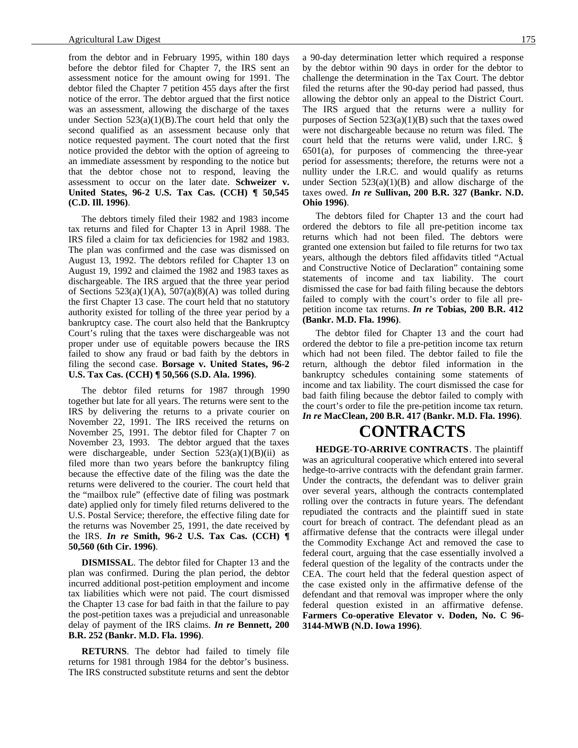from the debtor and in February 1995, within 180 days before the debtor filed for Chapter 7, the IRS sent an assessment notice for the amount owing for 1991. The debtor filed the Chapter 7 petition 455 days after the first notice of the error. The debtor argued that the first notice was an assessment, allowing the discharge of the taxes under Section 523(a)(1)(B).The court held that only the second qualified as an assessment because only that notice requested payment. The court noted that the first notice provided the debtor with the option of agreeing to an immediate assessment by responding to the notice but that the debtor chose not to respond, leaving the assessment to occur on the later date. **Schweizer v. United States, 96-2 U.S. Tax Cas. (CCH) ¶ 50,545 (C.D. Ill. 1996)**.

The debtors timely filed their 1982 and 1983 income tax returns and filed for Chapter 13 in April 1988. The IRS filed a claim for tax deficiencies for 1982 and 1983. The plan was confirmed and the case was dismissed on August 13, 1992. The debtors refiled for Chapter 13 on August 19, 1992 and claimed the 1982 and 1983 taxes as dischargeable. The IRS argued that the three year period of Sections 523(a)(1)(A), 507(a)(8)(A) was tolled during the first Chapter 13 case. The court held that no statutory authority existed for tolling of the three year period by a bankruptcy case. The court also held that the Bankruptcy Court's ruling that the taxes were dischargeable was not proper under use of equitable powers because the IRS failed to show any fraud or bad faith by the debtors in filing the second case. **Borsage v. United States, 96-2 U.S. Tax Cas. (CCH) ¶ 50,566 (S.D. Ala. 1996)**.

The debtor filed returns for 1987 through 1990 together but late for all years. The returns were sent to the IRS by delivering the returns to a private courier on November 22, 1991. The IRS received the returns on November 25, 1991. The debtor filed for Chapter 7 on November 23, 1993. The debtor argued that the taxes were dischargeable, under Section 523(a)(1)(B)(ii) as filed more than two years before the bankruptcy filing because the effective date of the filing was the date the returns were delivered to the courier. The court held that the "mailbox rule" (effective date of filing was postmark date) applied only for timely filed returns delivered to the U.S. Postal Service; therefore, the effective filing date for the returns was November 25, 1991, the date received by the IRS. ***In re* Smith, 96-2 U.S. Tax Cas. (CCH) ¶ 50,560 (6th Cir. 1996)**.

**DISMISSAL**. The debtor filed for Chapter 13 and the plan was confirmed. During the plan period, the debtor incurred additional post-petition employment and income tax liabilities which were not paid. The court dismissed the Chapter 13 case for bad faith in that the failure to pay the post-petition taxes was a prejudicial and unreasonable delay of payment of the IRS claims. ***In re* Bennett, 200 B.R. 252 (Bankr. M.D. Fla. 1996)**.

**RETURNS**. The debtor had failed to timely file returns for 1981 through 1984 for the debtor's business. The IRS constructed substitute returns and sent the debtor a 90-day determination letter which required a response by the debtor within 90 days in order for the debtor to challenge the determination in the Tax Court. The debtor filed the returns after the 90-day period had passed, thus allowing the debtor only an appeal to the District Court. The IRS argued that the returns were a nullity for purposes of Section 523(a)(1)(B) such that the taxes owed were not dischargeable because no return was filed. The court held that the returns were valid, under I.R.C. § 6501(a), for purposes of commencing the three-year period for assessments; therefore, the returns were not a nullity under the I.R.C. and would qualify as returns under Section 523(a)(1)(B) and allow discharge of the taxes owed. ***In re* Sullivan, 200 B.R. 327 (Bankr. N.D. Ohio 1996)**.

The debtors filed for Chapter 13 and the court had ordered the debtors to file all pre-petition income tax returns which had not been filed. The debtors were granted one extension but failed to file returns for two tax years, although the debtors filed affidavits titled "Actual and Constructive Notice of Declaration" containing some statements of income and tax liability. The court dismissed the case for bad faith filing because the debtors failed to comply with the court's order to file all pre-petition income tax returns. ***In re* Tobias, 200 B.R. 412 (Bankr. M.D. Fla. 1996)**.

The debtor filed for Chapter 13 and the court had ordered the debtor to file a pre-petition income tax return which had not been filed. The debtor failed to file the return, although the debtor filed information in the bankruptcy schedules containing some statements of income and tax liability. The court dismissed the case for bad faith filing because the debtor failed to comply with the court's order to file the pre-petition income tax return. ***In re* MacClean, 200 B.R. 417 (Bankr. M.D. Fla. 1996)**.

# CONTRACTS

**HEDGE-TO-ARRIVE CONTRACTS**. The plaintiff was an agricultural cooperative which entered into several hedge-to-arrive contracts with the defendant grain farmer. Under the contracts, the defendant was to deliver grain over several years, although the contracts contemplated rolling over the contracts in future years. The defendant repudiated the contracts and the plaintiff sued in state court for breach of contract. The defendant plead as an affirmative defense that the contracts were illegal under the Commodity Exchange Act and removed the case to federal court, arguing that the case essentially involved a federal question of the legality of the contracts under the CEA. The court held that the federal question aspect of the case existed only in the affirmative defense of the defendant and that removal was improper where the only federal question existed in an affirmative defense. **Farmers Co-operative Elevator v. Doden, No. C 96-3144-MWB (N.D. Iowa 1996)**.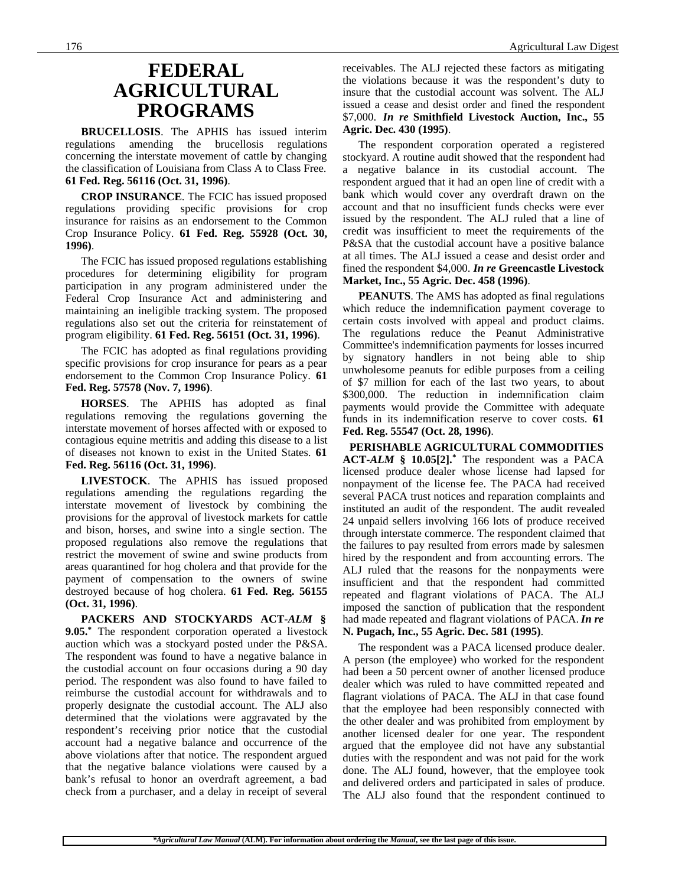# FEDERAL AGRICULTURAL PROGRAMS

**BRUCELLOSIS**. The APHIS has issued interim regulations amending the brucellosis regulations concerning the interstate movement of cattle by changing the classification of Louisiana from Class A to Class Free. **61 Fed. Reg. 56116 (Oct. 31, 1996)**.

**CROP INSURANCE**. The FCIC has issued proposed regulations providing specific provisions for crop insurance for raisins as an endorsement to the Common Crop Insurance Policy. **61 Fed. Reg. 55928 (Oct. 30, 1996)**.

The FCIC has issued proposed regulations establishing procedures for determining eligibility for program participation in any program administered under the Federal Crop Insurance Act and administering and maintaining an ineligible tracking system. The proposed regulations also set out the criteria for reinstatement of program eligibility. **61 Fed. Reg. 56151 (Oct. 31, 1996)**.

The FCIC has adopted as final regulations providing specific provisions for crop insurance for pears as a pear endorsement to the Common Crop Insurance Policy. **61 Fed. Reg. 57578 (Nov. 7, 1996)**.

**HORSES**. The APHIS has adopted as final regulations removing the regulations governing the interstate movement of horses affected with or exposed to contagious equine metritis and adding this disease to a list of diseases not known to exist in the United States. **61 Fed. Reg. 56116 (Oct. 31, 1996)**.

**LIVESTOCK**. The APHIS has issued proposed regulations amending the regulations regarding the interstate movement of livestock by combining the provisions for the approval of livestock markets for cattle and bison, horses, and swine into a single section. The proposed regulations also remove the regulations that restrict the movement of swine and swine products from areas quarantined for hog cholera and that provide for the payment of compensation to the owners of swine destroyed because of hog cholera. **61 Fed. Reg. 56155 (Oct. 31, 1996)**.

**PACKERS AND STOCKYARDS ACT-*ALM* § 9.05.*** The respondent corporation operated a livestock auction which was a stockyard posted under the P&SA. The respondent was found to have a negative balance in the custodial account on four occasions during a 90 day period. The respondent was also found to have failed to reimburse the custodial account for withdrawals and to properly designate the custodial account. The ALJ also determined that the violations were aggravated by the respondent's receiving prior notice that the custodial account had a negative balance and occurrence of the above violations after that notice. The respondent argued that the negative balance violations were caused by a bank's refusal to honor an overdraft agreement, a bad check from a purchaser, and a delay in receipt of several receivables. The ALJ rejected these factors as mitigating the violations because it was the respondent's duty to insure that the custodial account was solvent. The ALJ issued a cease and desist order and fined the respondent $7,000. ***In re* Smithfield Livestock Auction, Inc., 55 Agric. Dec. 430 (1995)**.

The respondent corporation operated a registered stockyard. A routine audit showed that the respondent had a negative balance in its custodial account. The respondent argued that it had an open line of credit with a bank which would cover any overdraft drawn on the account and that no insufficient funds checks were ever issued by the respondent. The ALJ ruled that a line of credit was insufficient to meet the requirements of the P&SA that the custodial account have a positive balance at all times. The ALJ issued a cease and desist order and fined the respondent $4,000. ***In re* Greencastle Livestock Market, Inc., 55 Agric. Dec. 458 (1996)**.

**PEANUTS**. The AMS has adopted as final regulations which reduce the indemnification payment coverage to certain costs involved with appeal and product claims. The regulations reduce the Peanut Administrative Committee's indemnification payments for losses incurred by signatory handlers in not being able to ship unwholesome peanuts for edible purposes from a ceiling of $7 million for each of the last two years, to about $300,000. The reduction in indemnification claim payments would provide the Committee with adequate funds in its indemnification reserve to cover costs. **61 Fed. Reg. 55547 (Oct. 28, 1996)**.

**PERISHABLE AGRICULTURAL COMMODITIES ACT-*ALM* § 10.05[2].*** The respondent was a PACA licensed produce dealer whose license had lapsed for nonpayment of the license fee. The PACA had received several PACA trust notices and reparation complaints and instituted an audit of the respondent. The audit revealed 24 unpaid sellers involving 166 lots of produce received through interstate commerce. The respondent claimed that the failures to pay resulted from errors made by salesmen hired by the respondent and from accounting errors. The ALJ ruled that the reasons for the nonpayments were insufficient and that the respondent had committed repeated and flagrant violations of PACA. The ALJ imposed the sanction of publication that the respondent had made repeated and flagrant violations of PACA. ***In re* N. Pugach, Inc., 55 Agric. Dec. 581 (1995)**.

The respondent was a PACA licensed produce dealer. A person (the employee) who worked for the respondent had been a 50 percent owner of another licensed produce dealer which was ruled to have committed repeated and flagrant violations of PACA. The ALJ in that case found that the employee had been responsibly connected with the other dealer and was prohibited from employment by another licensed dealer for one year. The respondent argued that the employee did not have any substantial duties with the respondent and was not paid for the work done. The ALJ found, however, that the employee took and delivered orders and participated in sales of produce. The ALJ also found that the respondent continued to

---

**Agricultural Law Manual* (ALM). For information about ordering the *Manual*, see the last page of this issue.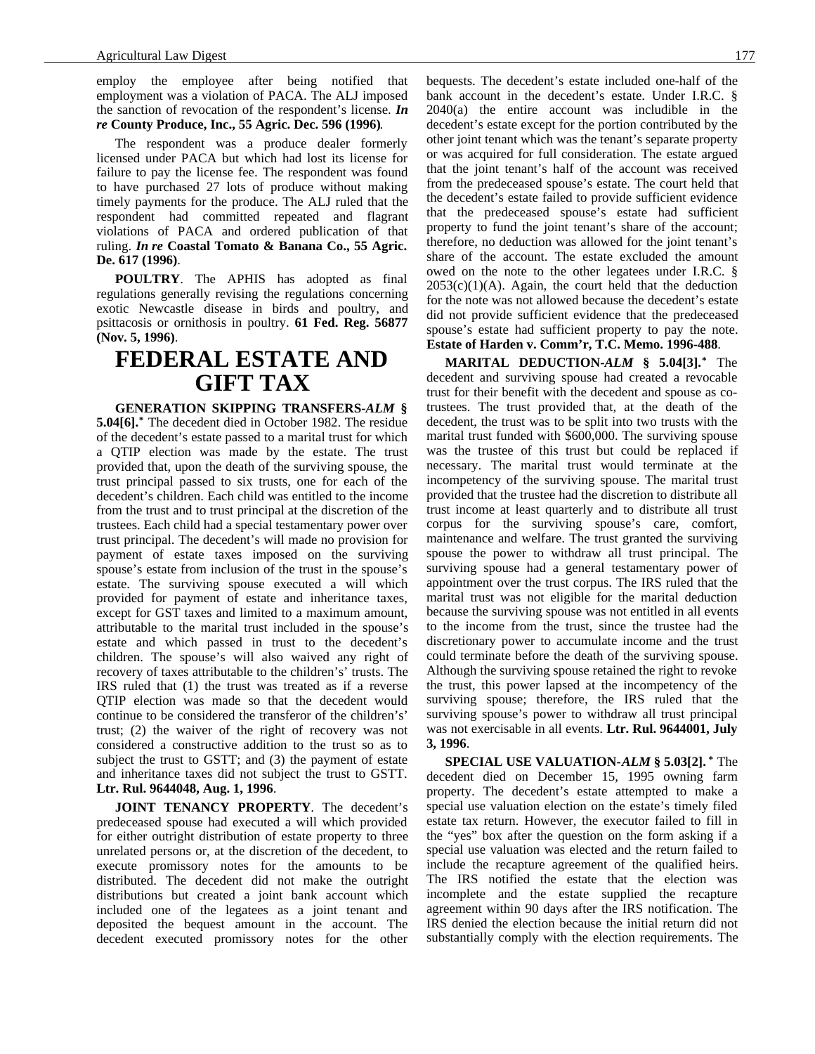employ the employee after being notified that employment was a violation of PACA. The ALJ imposed the sanction of revocation of the respondent's license. ***In re* County Produce, Inc., 55 Agric. Dec. 596 (1996)**.

The respondent was a produce dealer formerly licensed under PACA but which had lost its license for failure to pay the license fee. The respondent was found to have purchased 27 lots of produce without making timely payments for the produce. The ALJ ruled that the respondent had committed repeated and flagrant violations of PACA and ordered publication of that ruling. ***In re* Coastal Tomato & Banana Co., 55 Agric. De. 617 (1996)**.

**POULTRY**. The APHIS has adopted as final regulations generally revising the regulations concerning exotic Newcastle disease in birds and poultry, and psittacosis or ornithosis in poultry. **61 Fed. Reg. 56877 (Nov. 5, 1996)**.

# FEDERAL ESTATE AND GIFT TAX

**GENERATION SKIPPING TRANSFERS-*ALM* § 5.04[6].*** The decedent died in October 1982. The residue of the decedent's estate passed to a marital trust for which a QTIP election was made by the estate. The trust provided that, upon the death of the surviving spouse, the trust principal passed to six trusts, one for each of the decedent's children. Each child was entitled to the income from the trust and to trust principal at the discretion of the trustees. Each child had a special testamentary power over trust principal. The decedent's will made no provision for payment of estate taxes imposed on the surviving spouse's estate from inclusion of the trust in the spouse's estate. The surviving spouse executed a will which provided for payment of estate and inheritance taxes, except for GST taxes and limited to a maximum amount, attributable to the marital trust included in the spouse's estate and which passed in trust to the decedent's children. The spouse's will also waived any right of recovery of taxes attributable to the children's' trusts. The IRS ruled that (1) the trust was treated as if a reverse QTIP election was made so that the decedent would continue to be considered the transferor of the children's' trust; (2) the waiver of the right of recovery was not considered a constructive addition to the trust so as to subject the trust to GSTT; and (3) the payment of estate and inheritance taxes did not subject the trust to GSTT. **Ltr. Rul. 9644048, Aug. 1, 1996**.

**JOINT TENANCY PROPERTY**. The decedent's predeceased spouse had executed a will which provided for either outright distribution of estate property to three unrelated persons or, at the discretion of the decedent, to execute promissory notes for the amounts to be distributed. The decedent did not make the outright distributions but created a joint bank account which included one of the legatees as a joint tenant and deposited the bequest amount in the account. The decedent executed promissory notes for the other bequests. The decedent's estate included one-half of the bank account in the decedent's estate. Under I.R.C. § 2040(a) the entire account was includible in the decedent's estate except for the portion contributed by the other joint tenant which was the tenant's separate property or was acquired for full consideration. The estate argued that the joint tenant's half of the account was received from the predeceased spouse's estate. The court held that the decedent's estate failed to provide sufficient evidence that the predeceased spouse's estate had sufficient property to fund the joint tenant's share of the account; therefore, no deduction was allowed for the joint tenant's share of the account. The estate excluded the amount owed on the note to the other legatees under I.R.C. § 2053(c)(1)(A). Again, the court held that the deduction for the note was not allowed because the decedent's estate did not provide sufficient evidence that the predeceased spouse's estate had sufficient property to pay the note. **Estate of Harden v. Comm'r, T.C. Memo. 1996-488**.

**MARITAL DEDUCTION-*ALM* § 5.04[3].*** The decedent and surviving spouse had created a revocable trust for their benefit with the decedent and spouse as co-trustees. The trust provided that, at the death of the decedent, the trust was to be split into two trusts with the marital trust funded with $600,000. The surviving spouse was the trustee of this trust but could be replaced if necessary. The marital trust would terminate at the incompetency of the surviving spouse. The marital trust provided that the trustee had the discretion to distribute all trust income at least quarterly and to distribute all trust corpus for the surviving spouse's care, comfort, maintenance and welfare. The trust granted the surviving spouse the power to withdraw all trust principal. The surviving spouse had a general testamentary power of appointment over the trust corpus. The IRS ruled that the marital trust was not eligible for the marital deduction because the surviving spouse was not entitled in all events to the income from the trust, since the trustee had the discretionary power to accumulate income and the trust could terminate before the death of the surviving spouse. Although the surviving spouse retained the right to revoke the trust, this power lapsed at the incompetency of the surviving spouse; therefore, the IRS ruled that the surviving spouse's power to withdraw all trust principal was not exercisable in all events. **Ltr. Rul. 9644001, July 3, 1996**.

**SPECIAL USE VALUATION-*ALM* § 5.03[2]. *** The decedent died on December 15, 1995 owning farm property. The decedent's estate attempted to make a special use valuation election on the estate's timely filed estate tax return. However, the executor failed to fill in the "yes" box after the question on the form asking if a special use valuation was elected and the return failed to include the recapture agreement of the qualified heirs. The IRS notified the estate that the election was incomplete and the estate supplied the recapture agreement within 90 days after the IRS notification. The IRS denied the election because the initial return did not substantially comply with the election requirements. The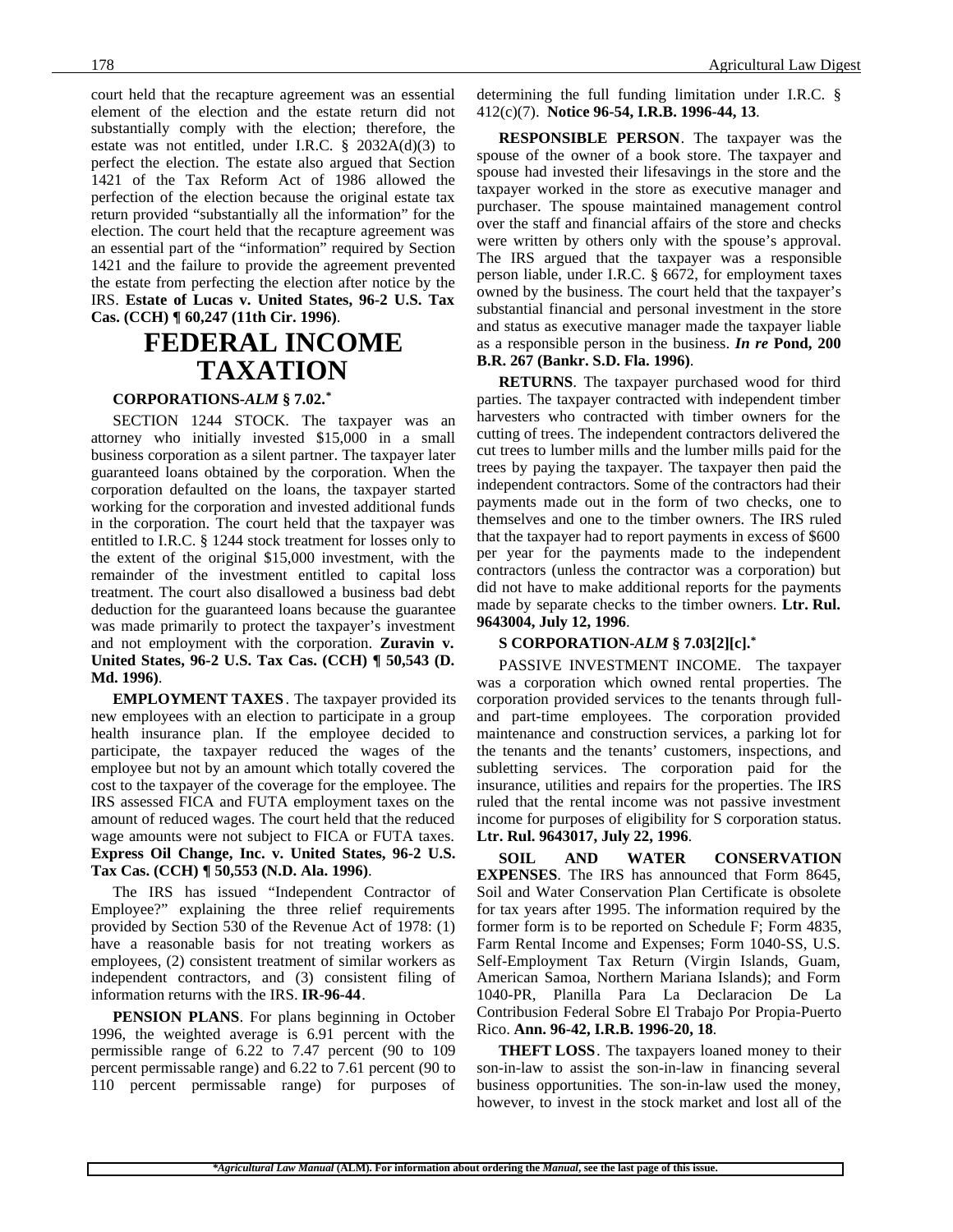court held that the recapture agreement was an essential element of the election and the estate return did not substantially comply with the election; therefore, the estate was not entitled, under I.R.C. § 2032A(d)(3) to perfect the election. The estate also argued that Section 1421 of the Tax Reform Act of 1986 allowed the perfection of the election because the original estate tax return provided "substantially all the information" for the election. The court held that the recapture agreement was an essential part of the "information" required by Section 1421 and the failure to provide the agreement prevented the estate from perfecting the election after notice by the IRS. **Estate of Lucas v. United States, 96-2 U.S. Tax Cas. (CCH) ¶ 60,247 (11th Cir. 1996)**.

# FEDERAL INCOME TAXATION

**CORPORATIONS-*ALM* § 7.02.***

SECTION 1244 STOCK. The taxpayer was an attorney who initially invested $15,000 in a small business corporation as a silent partner. The taxpayer later guaranteed loans obtained by the corporation. When the corporation defaulted on the loans, the taxpayer started working for the corporation and invested additional funds in the corporation. The court held that the taxpayer was entitled to I.R.C. § 1244 stock treatment for losses only to the extent of the original $15,000 investment, with the remainder of the investment entitled to capital loss treatment. The court also disallowed a business bad debt deduction for the guaranteed loans because the guarantee was made primarily to protect the taxpayer's investment and not employment with the corporation. **Zuravin v. United States, 96-2 U.S. Tax Cas. (CCH) ¶ 50,543 (D. Md. 1996)**.

**EMPLOYMENT TAXES**. The taxpayer provided its new employees with an election to participate in a group health insurance plan. If the employee decided to participate, the taxpayer reduced the wages of the employee but not by an amount which totally covered the cost to the taxpayer of the coverage for the employee. The IRS assessed FICA and FUTA employment taxes on the amount of reduced wages. The court held that the reduced wage amounts were not subject to FICA or FUTA taxes. **Express Oil Change, Inc. v. United States, 96-2 U.S. Tax Cas. (CCH) ¶ 50,553 (N.D. Ala. 1996)**.

The IRS has issued "Independent Contractor of Employee?" explaining the three relief requirements provided by Section 530 of the Revenue Act of 1978: (1) have a reasonable basis for not treating workers as employees, (2) consistent treatment of similar workers as independent contractors, and (3) consistent filing of information returns with the IRS. **IR-96-44**.

**PENSION PLANS**. For plans beginning in October 1996, the weighted average is 6.91 percent with the permissible range of 6.22 to 7.47 percent (90 to 109 percent permissable range) and 6.22 to 7.61 percent (90 to 110 percent permissable range) for purposes of determining the full funding limitation under I.R.C. § 412(c)(7). **Notice 96-54, I.R.B. 1996-44, 13**.

**RESPONSIBLE PERSON**. The taxpayer was the spouse of the owner of a book store. The taxpayer and spouse had invested their lifesavings in the store and the taxpayer worked in the store as executive manager and purchaser. The spouse maintained management control over the staff and financial affairs of the store and checks were written by others only with the spouse's approval. The IRS argued that the taxpayer was a responsible person liable, under I.R.C. § 6672, for employment taxes owned by the business. The court held that the taxpayer's substantial financial and personal investment in the store and status as executive manager made the taxpayer liable as a responsible person in the business. ***In re* Pond, 200 B.R. 267 (Bankr. S.D. Fla. 1996)**.

**RETURNS**. The taxpayer purchased wood for third parties. The taxpayer contracted with independent timber harvesters who contracted with timber owners for the cutting of trees. The independent contractors delivered the cut trees to lumber mills and the lumber mills paid for the trees by paying the taxpayer. The taxpayer then paid the independent contractors. Some of the contractors had their payments made out in the form of two checks, one to themselves and one to the timber owners. The IRS ruled that the taxpayer had to report payments in excess of $600 per year for the payments made to the independent contractors (unless the contractor was a corporation) but did not have to make additional reports for the payments made by separate checks to the timber owners. **Ltr. Rul. 9643004, July 12, 1996**.

**S CORPORATION-*ALM* § 7.03[2][c].***

PASSIVE INVESTMENT INCOME. The taxpayer was a corporation which owned rental properties. The corporation provided services to the tenants through full- and part-time employees. The corporation provided maintenance and construction services, a parking lot for the tenants and the tenants' customers, inspections, and subletting services. The corporation paid for the insurance, utilities and repairs for the properties. The IRS ruled that the rental income was not passive investment income for purposes of eligibility for S corporation status. **Ltr. Rul. 9643017, July 22, 1996**.

**SOIL AND WATER CONSERVATION EXPENSES**. The IRS has announced that Form 8645, Soil and Water Conservation Plan Certificate is obsolete for tax years after 1995. The information required by the former form is to be reported on Schedule F; Form 4835, Farm Rental Income and Expenses; Form 1040-SS, U.S. Self-Employment Tax Return (Virgin Islands, Guam, American Samoa, Northern Mariana Islands); and Form 1040-PR, Planilla Para La Declaracion De La Contribusion Federal Sobre El Trabajo Por Propia-Puerto Rico. **Ann. 96-42, I.R.B. 1996-20, 18**.

**THEFT LOSS**. The taxpayers loaned money to their son-in-law to assist the son-in-law in financing several business opportunities. The son-in-law used the money, however, to invest in the stock market and lost all of the

**Agricultural Law Manual* (ALM). For information about ordering the *Manual*, see the last page of this issue.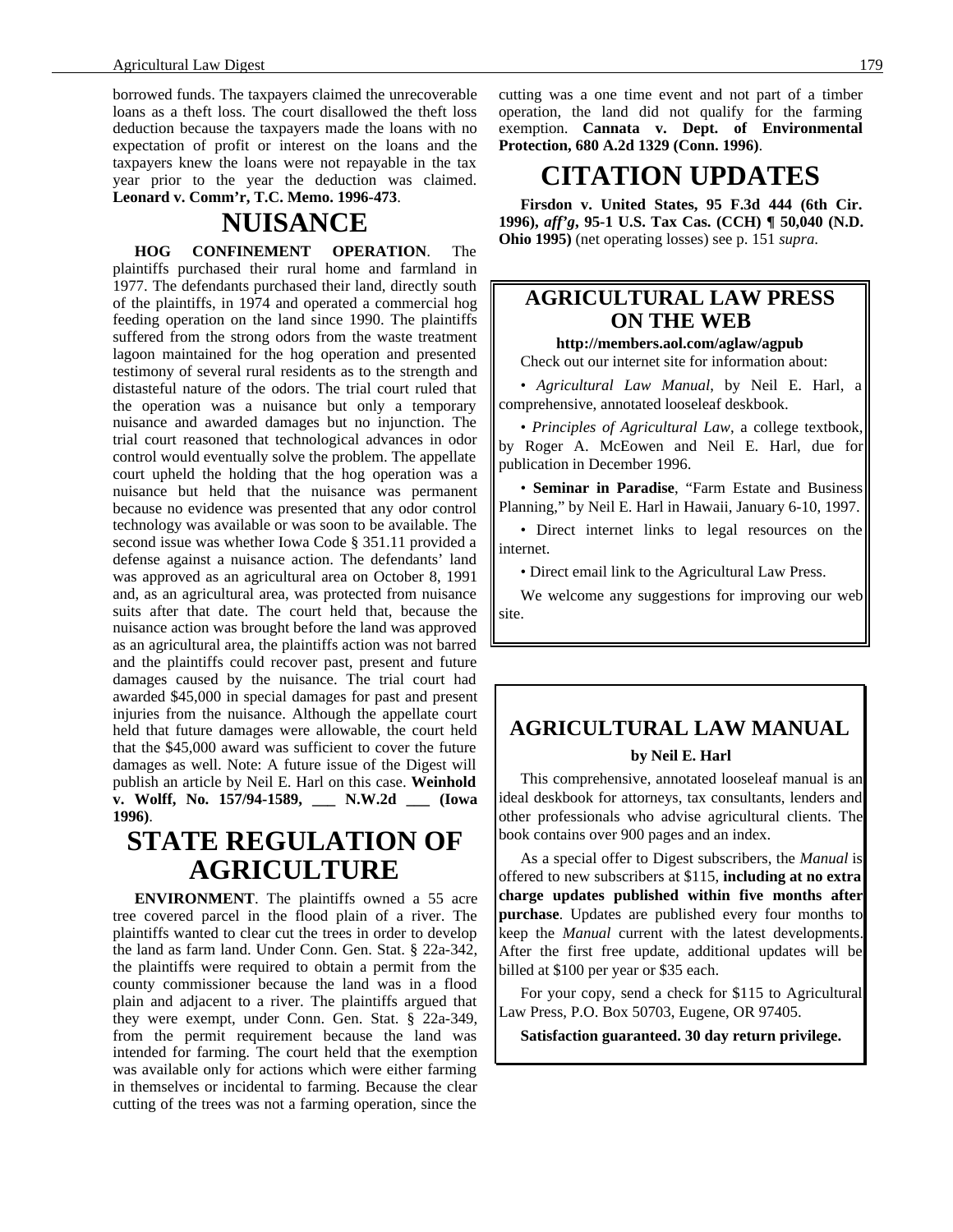borrowed funds. The taxpayers claimed the unrecoverable loans as a theft loss. The court disallowed the theft loss deduction because the taxpayers made the loans with no expectation of profit or interest on the loans and the taxpayers knew the loans were not repayable in the tax year prior to the year the deduction was claimed. **Leonard v. Comm'r, T.C. Memo. 1996-473**.

# NUISANCE

**HOG CONFINEMENT OPERATION**. The plaintiffs purchased their rural home and farmland in 1977. The defendants purchased their land, directly south of the plaintiffs, in 1974 and operated a commercial hog feeding operation on the land since 1990. The plaintiffs suffered from the strong odors from the waste treatment lagoon maintained for the hog operation and presented testimony of several rural residents as to the strength and distasteful nature of the odors. The trial court ruled that the operation was a nuisance but only a temporary nuisance and awarded damages but no injunction. The trial court reasoned that technological advances in odor control would eventually solve the problem. The appellate court upheld the holding that the hog operation was a nuisance but held that the nuisance was permanent because no evidence was presented that any odor control technology was available or was soon to be available. The second issue was whether Iowa Code § 351.11 provided a defense against a nuisance action. The defendants' land was approved as an agricultural area on October 8, 1991 and, as an agricultural area, was protected from nuisance suits after that date. The court held that, because the nuisance action was brought before the land was approved as an agricultural area, the plaintiffs action was not barred and the plaintiffs could recover past, present and future damages caused by the nuisance. The trial court had awarded $45,000 in special damages for past and present injuries from the nuisance. Although the appellate court held that future damages were allowable, the court held that the $45,000 award was sufficient to cover the future damages as well. Note: A future issue of the Digest will publish an article by Neil E. Harl on this case. **Weinhold v. Wolff, No. 157/94-1589, ___ N.W.2d ___ (Iowa 1996)**.

# STATE REGULATION OF AGRICULTURE

**ENVIRONMENT**. The plaintiffs owned a 55 acre tree covered parcel in the flood plain of a river. The plaintiffs wanted to clear cut the trees in order to develop the land as farm land. Under Conn. Gen. Stat. § 22a-342, the plaintiffs were required to obtain a permit from the county commissioner because the land was in a flood plain and adjacent to a river. The plaintiffs argued that they were exempt, under Conn. Gen. Stat. § 22a-349, from the permit requirement because the land was intended for farming. The court held that the exemption was available only for actions which were either farming in themselves or incidental to farming. Because the clear cutting of the trees was not a farming operation, since the cutting was a one time event and not part of a timber operation, the land did not qualify for the farming exemption. **Cannata v. Dept. of Environmental Protection, 680 A.2d 1329 (Conn. 1996)**.

# CITATION UPDATES

**Firsdon v. United States, 95 F.3d 444 (6th Cir. 1996), *aff'g*, 95-1 U.S. Tax Cas. (CCH) ¶ 50,040 (N.D. Ohio 1995)** (net operating losses) see p. 151 *supra*.

## AGRICULTURAL LAW PRESS ON THE WEB

**http://members.aol.com/aglaw/agpub**

Check out our internet site for information about:

- *Agricultural Law Manual*, by Neil E. Harl, a comprehensive, annotated looseleaf deskbook.
- *Principles of Agricultural Law*, a college textbook, by Roger A. McEowen and Neil E. Harl, due for publication in December 1996.
- **Seminar in Paradise**, "Farm Estate and Business Planning," by Neil E. Harl in Hawaii, January 6-10, 1997.
- Direct internet links to legal resources on the internet.
- Direct email link to the Agricultural Law Press.

We welcome any suggestions for improving our web site.

## AGRICULTURAL LAW MANUAL

**by Neil E. Harl**

This comprehensive, annotated looseleaf manual is an ideal deskbook for attorneys, tax consultants, lenders and other professionals who advise agricultural clients. The book contains over 900 pages and an index.

As a special offer to Digest subscribers, the *Manual* is offered to new subscribers at $115, **including at no extra charge updates published within five months after purchase**. Updates are published every four months to keep the *Manual* current with the latest developments. After the first free update, additional updates will be billed at $100 per year or $35 each.

For your copy, send a check for $115 to Agricultural Law Press, P.O. Box 50703, Eugene, OR 97405.

**Satisfaction guaranteed. 30 day return privilege.**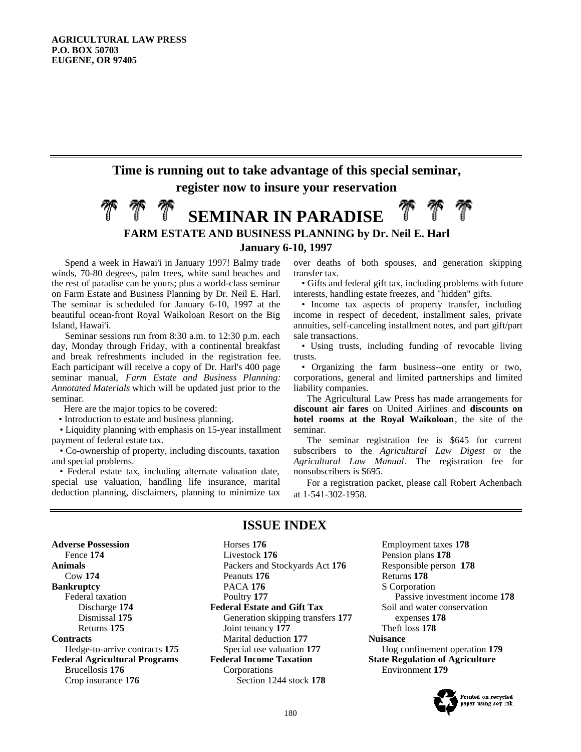**AGRICULTURAL LAW PRESS**
**P.O. BOX 50703**
**EUGENE, OR 97405**

## Time is running out to take advantage of this special seminar, register now to insure your reservation

# SEMINAR IN PARADISE

### FARM ESTATE AND BUSINESS PLANNING by Dr. Neil E. Harl

### January 6-10, 1997

Spend a week in Hawai'i in January 1997! Balmy trade winds, 70-80 degrees, palm trees, white sand beaches and the rest of paradise can be yours; plus a world-class seminar on Farm Estate and Business Planning by Dr. Neil E. Harl. The seminar is scheduled for January 6-10, 1997 at the beautiful ocean-front Royal Waikoloan Resort on the Big Island, Hawai'i.

Seminar sessions run from 8:30 a.m. to 12:30 p.m. each day, Monday through Friday, with a continental breakfast and break refreshments included in the registration fee. Each participant will receive a copy of Dr. Harl's 400 page seminar manual, *Farm Estate and Business Planning: Annotated Materials* which will be updated just prior to the seminar.

Here are the major topics to be covered:

- Introduction to estate and business planning.
- Liquidity planning with emphasis on 15-year installment payment of federal estate tax.
- Co-ownership of property, including discounts, taxation and special problems.
- Federal estate tax, including alternate valuation date, special use valuation, handling life insurance, marital deduction planning, disclaimers, planning to minimize tax over deaths of both spouses, and generation skipping transfer tax.
- Gifts and federal gift tax, including problems with future interests, handling estate freezes, and "hidden" gifts.
- Income tax aspects of property transfer, including income in respect of decedent, installment sales, private annuities, self-canceling installment notes, and part gift/part sale transactions.
- Using trusts, including funding of revocable living trusts.
- Organizing the farm business--one entity or two, corporations, general and limited partnerships and limited liability companies.

The Agricultural Law Press has made arrangements for **discount air fares** on United Airlines and **discounts on hotel rooms at the Royal Waikoloan**, the site of the seminar.

The seminar registration fee is $645 for current subscribers to the *Agricultural Law Digest* or the *Agricultural Law Manual*. The registration fee for nonsubscribers is $695.

For a registration packet, please call Robert Achenbach at 1-541-302-1958.

## ISSUE INDEX

**Adverse Possession**
- Fence **174**

**Animals**
- Cow **174**

**Bankruptcy**
- Federal taxation
  - Discharge **174**
  - Dismissal **175**
  - Returns **175**

**Contracts**
- Hedge-to-arrive contracts **175**

**Federal Agricultural Programs**
- Brucellosis **176**
- Crop insurance **176**
- Horses **176**
- Livestock **176**
- Packers and Stockyards Act **176**
- Peanuts **176**
- PACA **176**
- Poultry **177**

**Federal Estate and Gift Tax**
- Generation skipping transfers **177**
- Joint tenancy **177**
- Marital deduction **177**
- Special use valuation **177**

**Federal Income Taxation**
- Corporations
  - Section 1244 stock **178**
- Employment taxes **178**
- Pension plans **178**
- Responsible person **178**
- Returns **178**
- S Corporation
  - Passive investment income **178**
- Soil and water conservation expenses **178**
- Theft loss **178**

**Nuisance**
- Hog confinement operation **179**

**State Regulation of Agriculture**
- Environment **179**

Printed on recycled paper using soy ink.